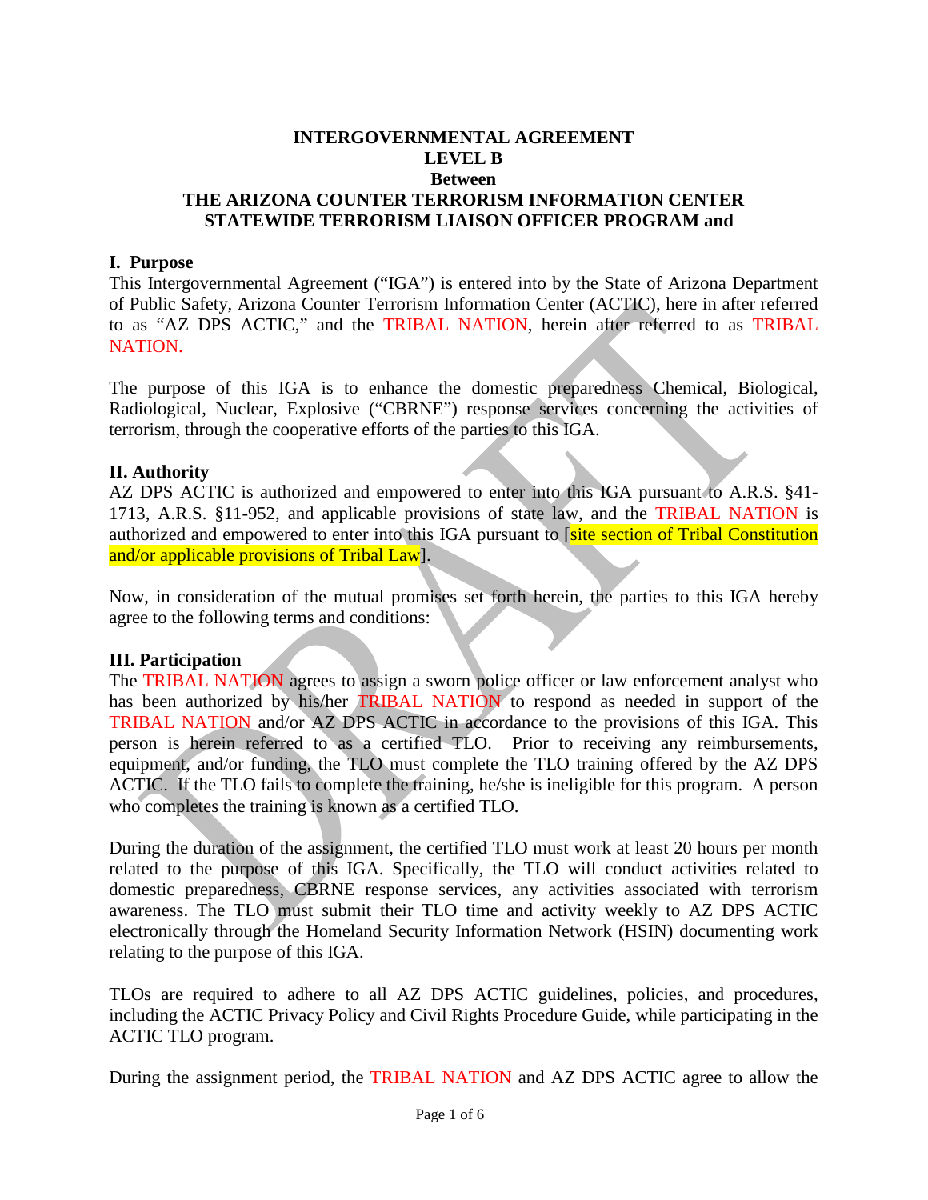**INTERGOVERNMENTAL AGREEMENT**
**LEVEL B**
**Between**
**THE ARIZONA COUNTER TERRORISM INFORMATION CENTER STATEWIDE TERRORISM LIAISON OFFICER PROGRAM and**

## I. Purpose

This Intergovernmental Agreement ("IGA") is entered into by the State of Arizona Department of Public Safety, Arizona Counter Terrorism Information Center (ACTIC), here in after referred to as "AZ DPS ACTIC," and the TRIBAL NATION, herein after referred to as TRIBAL NATION.

The purpose of this IGA is to enhance the domestic preparedness Chemical, Biological, Radiological, Nuclear, Explosive ("CBRNE") response services concerning the activities of terrorism, through the cooperative efforts of the parties to this IGA.

## II. Authority

AZ DPS ACTIC is authorized and empowered to enter into this IGA pursuant to A.R.S. §41-1713, A.R.S. §11-952, and applicable provisions of state law, and the TRIBAL NATION is authorized and empowered to enter into this IGA pursuant to [site section of Tribal Constitution and/or applicable provisions of Tribal Law].

Now, in consideration of the mutual promises set forth herein, the parties to this IGA hereby agree to the following terms and conditions:

## III. Participation

The TRIBAL NATION agrees to assign a sworn police officer or law enforcement analyst who has been authorized by his/her TRIBAL NATION to respond as needed in support of the TRIBAL NATION and/or AZ DPS ACTIC in accordance to the provisions of this IGA. This person is herein referred to as a certified TLO. Prior to receiving any reimbursements, equipment, and/or funding, the TLO must complete the TLO training offered by the AZ DPS ACTIC. If the TLO fails to complete the training, he/she is ineligible for this program. A person who completes the training is known as a certified TLO.

During the duration of the assignment, the certified TLO must work at least 20 hours per month related to the purpose of this IGA. Specifically, the TLO will conduct activities related to domestic preparedness, CBRNE response services, any activities associated with terrorism awareness. The TLO must submit their TLO time and activity weekly to AZ DPS ACTIC electronically through the Homeland Security Information Network (HSIN) documenting work relating to the purpose of this IGA.

TLOs are required to adhere to all AZ DPS ACTIC guidelines, policies, and procedures, including the ACTIC Privacy Policy and Civil Rights Procedure Guide, while participating in the ACTIC TLO program.

During the assignment period, the TRIBAL NATION and AZ DPS ACTIC agree to allow the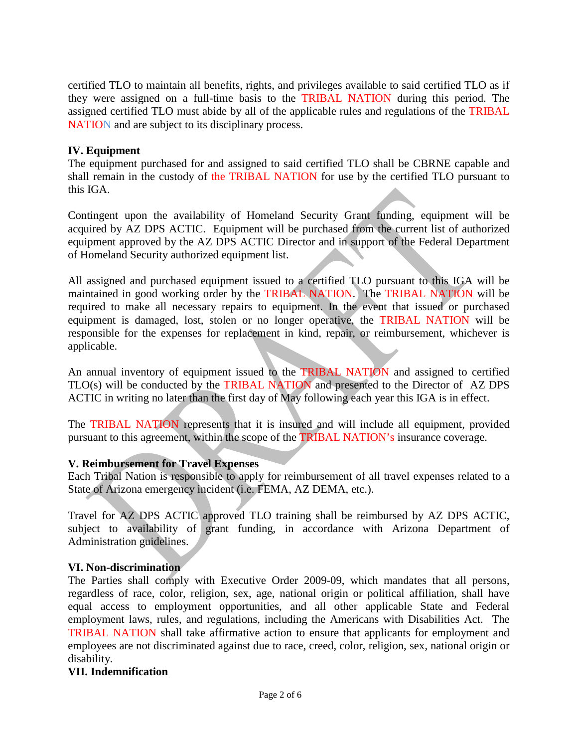certified TLO to maintain all benefits, rights, and privileges available to said certified TLO as if they were assigned on a full-time basis to the TRIBAL NATION during this period. The assigned certified TLO must abide by all of the applicable rules and regulations of the TRIBAL NATION and are subject to its disciplinary process.

**IV. Equipment**

The equipment purchased for and assigned to said certified TLO shall be CBRNE capable and shall remain in the custody of the TRIBAL NATION for use by the certified TLO pursuant to this IGA.

Contingent upon the availability of Homeland Security Grant funding, equipment will be acquired by AZ DPS ACTIC. Equipment will be purchased from the current list of authorized equipment approved by the AZ DPS ACTIC Director and in support of the Federal Department of Homeland Security authorized equipment list.

All assigned and purchased equipment issued to a certified TLO pursuant to this IGA will be maintained in good working order by the TRIBAL NATION. The TRIBAL NATION will be required to make all necessary repairs to equipment. In the event that issued or purchased equipment is damaged, lost, stolen or no longer operative, the TRIBAL NATION will be responsible for the expenses for replacement in kind, repair, or reimbursement, whichever is applicable.

An annual inventory of equipment issued to the TRIBAL NATION and assigned to certified TLO(s) will be conducted by the TRIBAL NATION and presented to the Director of AZ DPS ACTIC in writing no later than the first day of May following each year this IGA is in effect.

The TRIBAL NATION represents that it is insured and will include all equipment, provided pursuant to this agreement, within the scope of the TRIBAL NATION's insurance coverage.

**V. Reimbursement for Travel Expenses**

Each Tribal Nation is responsible to apply for reimbursement of all travel expenses related to a State of Arizona emergency incident (i.e. FEMA, AZ DEMA, etc.).

Travel for AZ DPS ACTIC approved TLO training shall be reimbursed by AZ DPS ACTIC, subject to availability of grant funding, in accordance with Arizona Department of Administration guidelines.

**VI. Non-discrimination**

The Parties shall comply with Executive Order 2009-09, which mandates that all persons, regardless of race, color, religion, sex, age, national origin or political affiliation, shall have equal access to employment opportunities, and all other applicable State and Federal employment laws, rules, and regulations, including the Americans with Disabilities Act. The TRIBAL NATION shall take affirmative action to ensure that applicants for employment and employees are not discriminated against due to race, creed, color, religion, sex, national origin or disability.

**VII. Indemnification**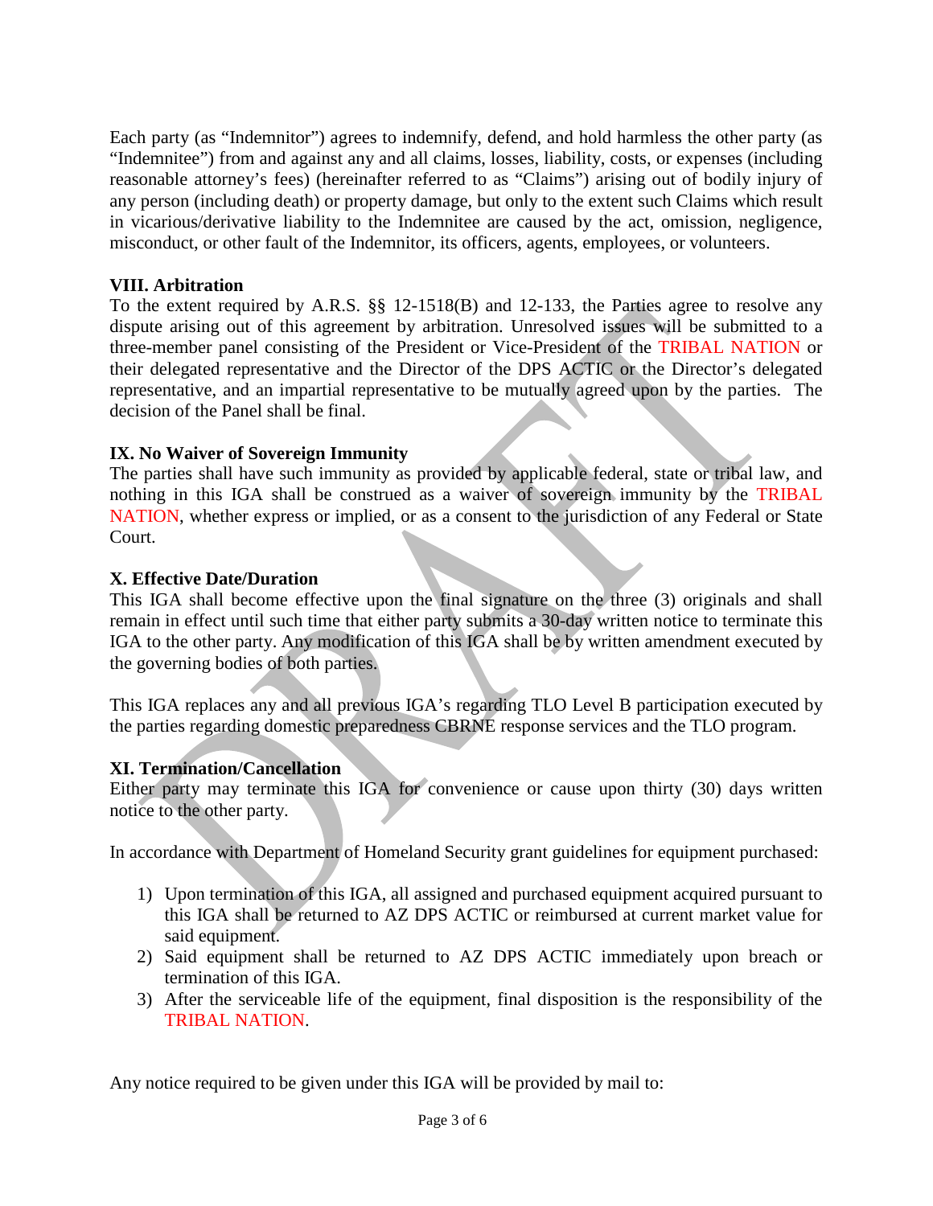Each party (as "Indemnitor") agrees to indemnify, defend, and hold harmless the other party (as "Indemnitee") from and against any and all claims, losses, liability, costs, or expenses (including reasonable attorney's fees) (hereinafter referred to as "Claims") arising out of bodily injury of any person (including death) or property damage, but only to the extent such Claims which result in vicarious/derivative liability to the Indemnitee are caused by the act, omission, negligence, misconduct, or other fault of the Indemnitor, its officers, agents, employees, or volunteers.

**VIII. Arbitration**

To the extent required by A.R.S. §§ 12-1518(B) and 12-133, the Parties agree to resolve any dispute arising out of this agreement by arbitration. Unresolved issues will be submitted to a three-member panel consisting of the President or Vice-President of the TRIBAL NATION or their delegated representative and the Director of the DPS ACTIC or the Director's delegated representative, and an impartial representative to be mutually agreed upon by the parties. The decision of the Panel shall be final.

**IX. No Waiver of Sovereign Immunity**

The parties shall have such immunity as provided by applicable federal, state or tribal law, and nothing in this IGA shall be construed as a waiver of sovereign immunity by the TRIBAL NATION, whether express or implied, or as a consent to the jurisdiction of any Federal or State Court.

**X. Effective Date/Duration**

This IGA shall become effective upon the final signature on the three (3) originals and shall remain in effect until such time that either party submits a 30-day written notice to terminate this IGA to the other party. Any modification of this IGA shall be by written amendment executed by the governing bodies of both parties.

This IGA replaces any and all previous IGA's regarding TLO Level B participation executed by the parties regarding domestic preparedness CBRNE response services and the TLO program.

**XI. Termination/Cancellation**

Either party may terminate this IGA for convenience or cause upon thirty (30) days written notice to the other party.

In accordance with Department of Homeland Security grant guidelines for equipment purchased:

1) Upon termination of this IGA, all assigned and purchased equipment acquired pursuant to this IGA shall be returned to AZ DPS ACTIC or reimbursed at current market value for said equipment.
2) Said equipment shall be returned to AZ DPS ACTIC immediately upon breach or termination of this IGA.
3) After the serviceable life of the equipment, final disposition is the responsibility of the TRIBAL NATION.

Any notice required to be given under this IGA will be provided by mail to: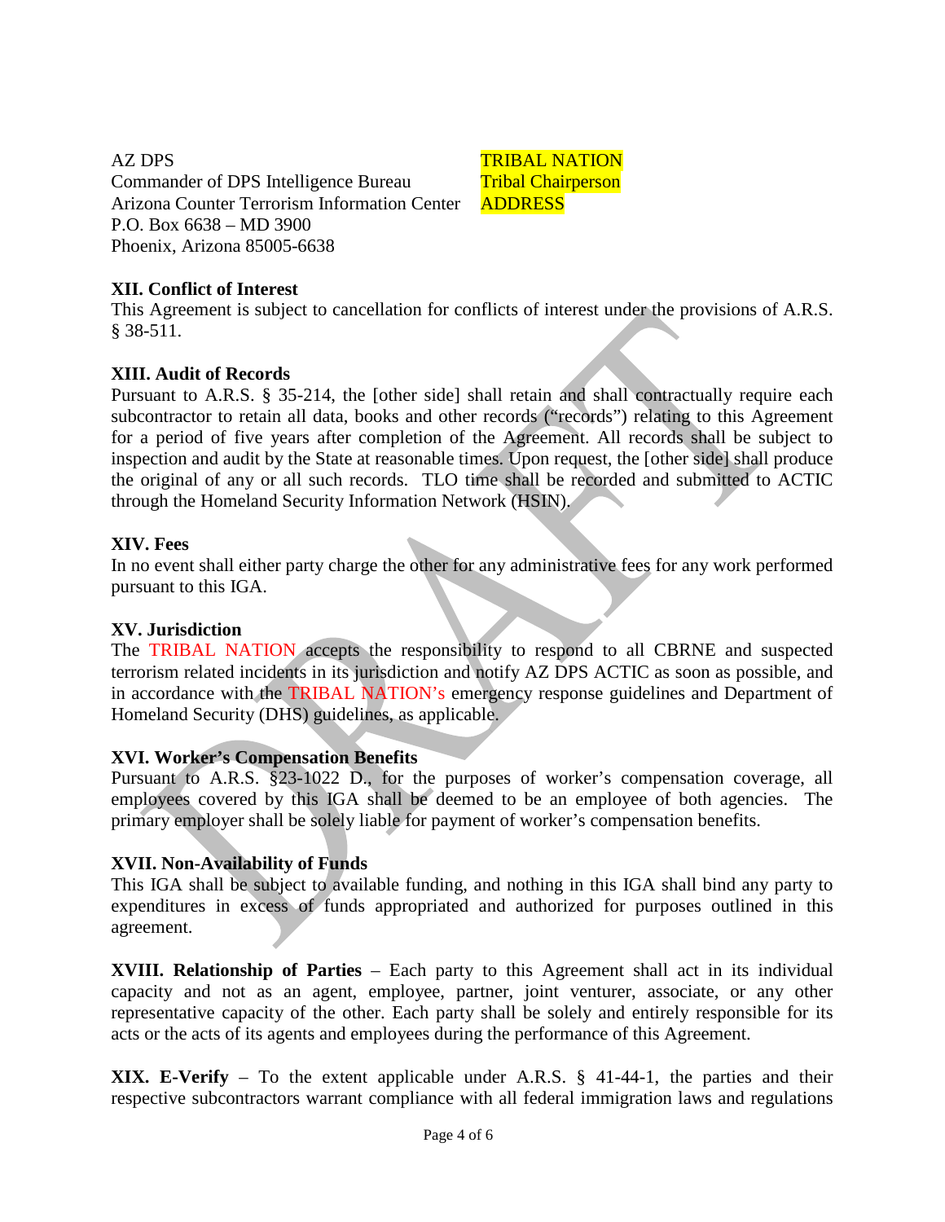AZ DPS
Commander of DPS Intelligence Bureau
Arizona Counter Terrorism Information Center
P.O. Box 6638 – MD 3900
Phoenix, Arizona 85005-6638

TRIBAL NATION
Tribal Chairperson
ADDRESS

**XII. Conflict of Interest**
This Agreement is subject to cancellation for conflicts of interest under the provisions of A.R.S. § 38-511.

**XIII. Audit of Records**
Pursuant to A.R.S. § 35-214, the [other side] shall retain and shall contractually require each subcontractor to retain all data, books and other records ("records") relating to this Agreement for a period of five years after completion of the Agreement. All records shall be subject to inspection and audit by the State at reasonable times. Upon request, the [other side] shall produce the original of any or all such records. TLO time shall be recorded and submitted to ACTIC through the Homeland Security Information Network (HSIN).

**XIV. Fees**
In no event shall either party charge the other for any administrative fees for any work performed pursuant to this IGA.

**XV. Jurisdiction**
The TRIBAL NATION accepts the responsibility to respond to all CBRNE and suspected terrorism related incidents in its jurisdiction and notify AZ DPS ACTIC as soon as possible, and in accordance with the TRIBAL NATION's emergency response guidelines and Department of Homeland Security (DHS) guidelines, as applicable.

**XVI. Worker's Compensation Benefits**
Pursuant to A.R.S. §23-1022 D., for the purposes of worker's compensation coverage, all employees covered by this IGA shall be deemed to be an employee of both agencies. The primary employer shall be solely liable for payment of worker's compensation benefits.

**XVII. Non-Availability of Funds**
This IGA shall be subject to available funding, and nothing in this IGA shall bind any party to expenditures in excess of funds appropriated and authorized for purposes outlined in this agreement.

**XVIII. Relationship of Parties** – Each party to this Agreement shall act in its individual capacity and not as an agent, employee, partner, joint venturer, associate, or any other representative capacity of the other. Each party shall be solely and entirely responsible for its acts or the acts of its agents and employees during the performance of this Agreement.

**XIX. E-Verify** – To the extent applicable under A.R.S. § 41-44-1, the parties and their respective subcontractors warrant compliance with all federal immigration laws and regulations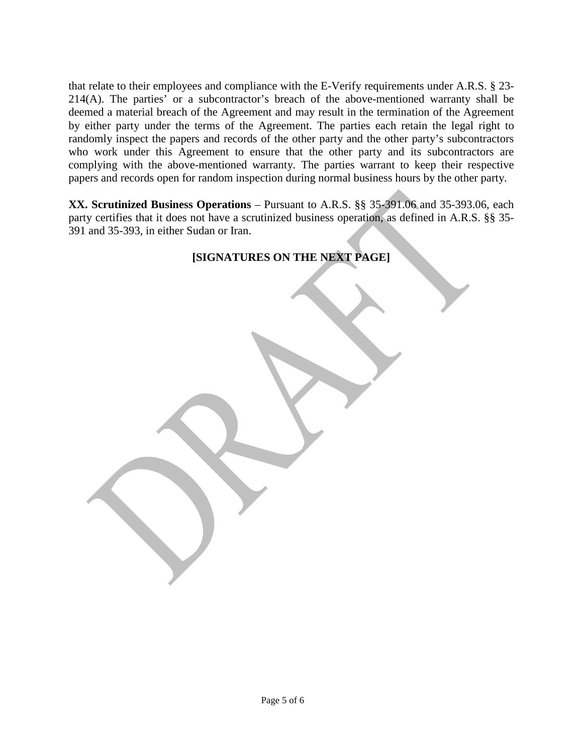that relate to their employees and compliance with the E-Verify requirements under A.R.S. § 23-214(A). The parties' or a subcontractor's breach of the above-mentioned warranty shall be deemed a material breach of the Agreement and may result in the termination of the Agreement by either party under the terms of the Agreement. The parties each retain the legal right to randomly inspect the papers and records of the other party and the other party's subcontractors who work under this Agreement to ensure that the other party and its subcontractors are complying with the above-mentioned warranty. The parties warrant to keep their respective papers and records open for random inspection during normal business hours by the other party.

**XX. Scrutinized Business Operations** – Pursuant to A.R.S. §§ 35-391.06 and 35-393.06, each party certifies that it does not have a scrutinized business operation, as defined in A.R.S. §§ 35-391 and 35-393, in either Sudan or Iran.

**[SIGNATURES ON THE NEXT PAGE]**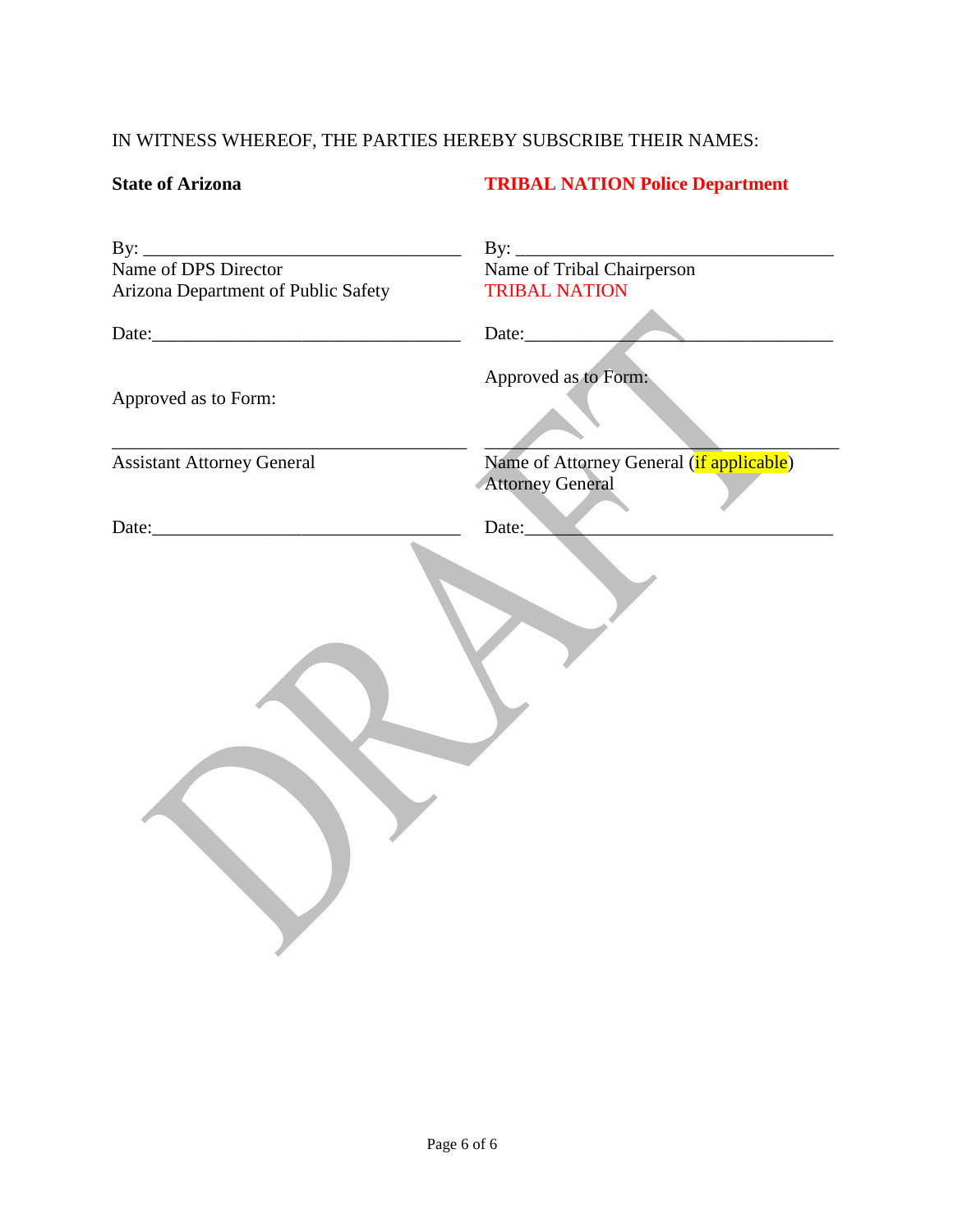IN WITNESS WHEREOF, THE PARTIES HEREBY SUBSCRIBE THEIR NAMES:

| | |
|---|---|
| **State of Arizona** | **TRIBAL NATION Police Department** |
| By: ___________________________________ | By: ___________________________________ |
| Name of DPS Director | Name of Tribal Chairperson |
| Arizona Department of Public Safety | TRIBAL NATION |
| Date:_________________________________ | Date:_________________________________ |
| Approved as to Form: | Approved as to Form: |
| _____________________________________ | _____________________________________ |
| Assistant Attorney General | Name of Attorney General (if applicable) |
| | Attorney General |
| Date:_________________________________ | Date:_________________________________ |

DRAFT